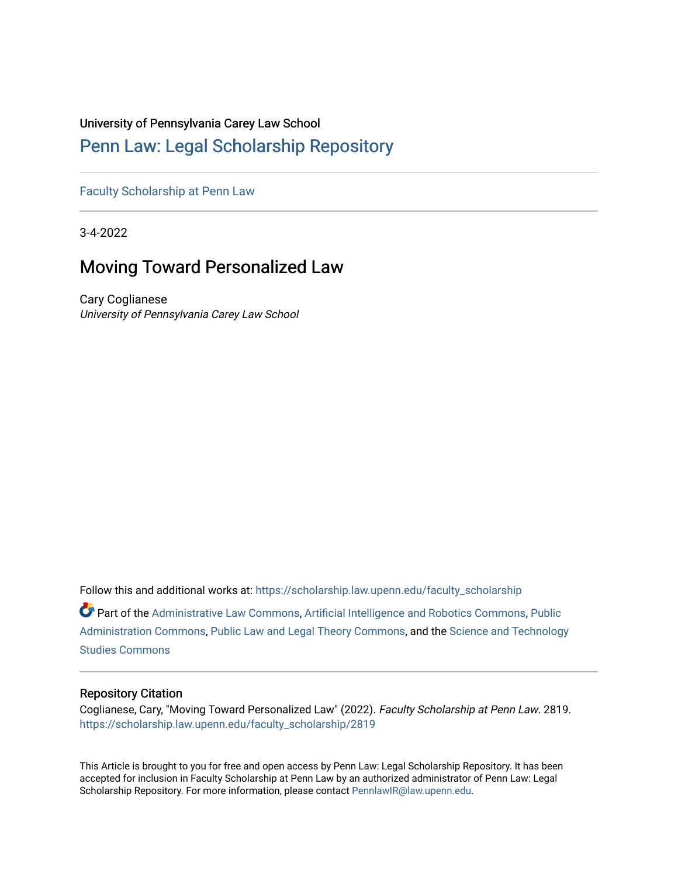University of Pennsylvania Carey Law School

# Penn Law: Legal Scholarship Repository

Faculty Scholarship at Penn Law

3-4-2022

## Moving Toward Personalized Law

Cary Coglianese
*University of Pennsylvania Carey Law School*

Follow this and additional works at: https://scholarship.law.upenn.edu/faculty_scholarship

Part of the Administrative Law Commons, Artificial Intelligence and Robotics Commons, Public Administration Commons, Public Law and Legal Theory Commons, and the Science and Technology Studies Commons

### Repository Citation

Coglianese, Cary, "Moving Toward Personalized Law" (2022). *Faculty Scholarship at Penn Law*. 2819.
https://scholarship.law.upenn.edu/faculty_scholarship/2819

This Article is brought to you for free and open access by Penn Law: Legal Scholarship Repository. It has been accepted for inclusion in Faculty Scholarship at Penn Law by an authorized administrator of Penn Law: Legal Scholarship Repository. For more information, please contact PennlawIR@law.upenn.edu.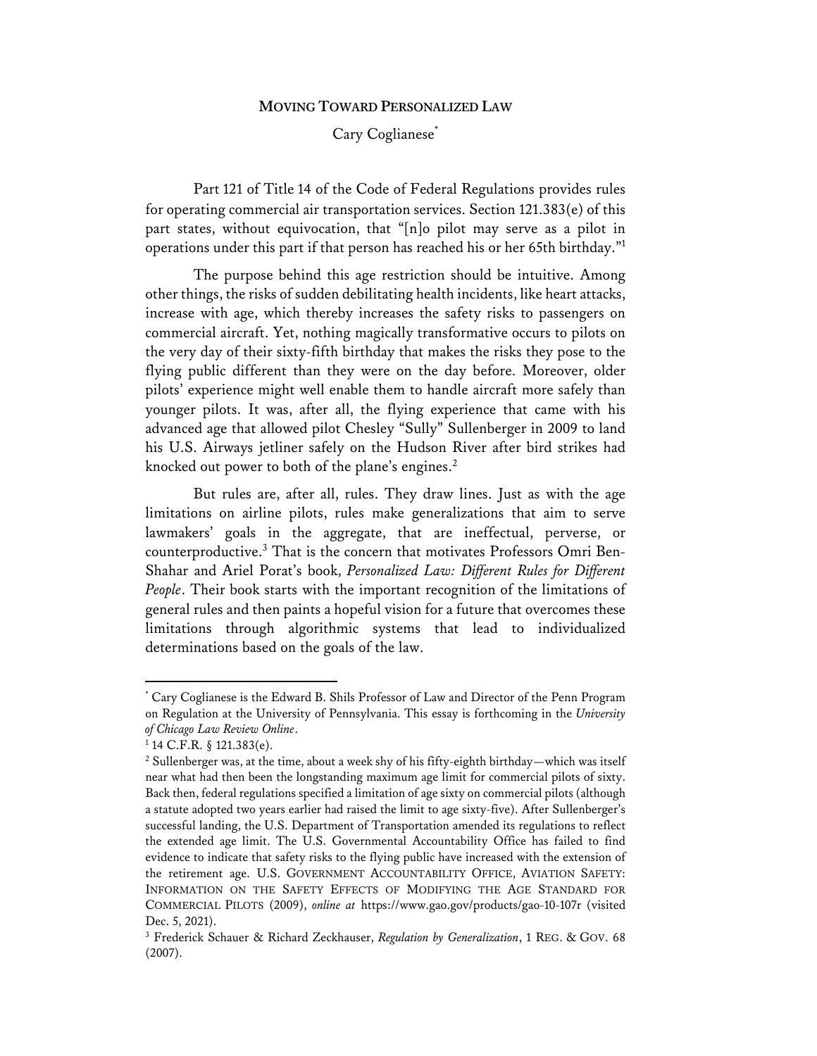**MOVING TOWARD PERSONALIZED LAW**

Cary Coglianese*

Part 121 of Title 14 of the Code of Federal Regulations provides rules for operating commercial air transportation services. Section 121.383(e) of this part states, without equivocation, that "[n]o pilot may serve as a pilot in operations under this part if that person has reached his or her 65th birthday."[1]

The purpose behind this age restriction should be intuitive. Among other things, the risks of sudden debilitating health incidents, like heart attacks, increase with age, which thereby increases the safety risks to passengers on commercial aircraft. Yet, nothing magically transformative occurs to pilots on the very day of their sixty-fifth birthday that makes the risks they pose to the flying public different than they were on the day before. Moreover, older pilots' experience might well enable them to handle aircraft more safely than younger pilots. It was, after all, the flying experience that came with his advanced age that allowed pilot Chesley "Sully" Sullenberger in 2009 to land his U.S. Airways jetliner safely on the Hudson River after bird strikes had knocked out power to both of the plane's engines.[2]

But rules are, after all, rules. They draw lines. Just as with the age limitations on airline pilots, rules make generalizations that aim to serve lawmakers' goals in the aggregate, that are ineffectual, perverse, or counterproductive.[3] That is the concern that motivates Professors Omri Ben-Shahar and Ariel Porat's book, *Personalized Law: Different Rules for Different People*. Their book starts with the important recognition of the limitations of general rules and then paints a hopeful vision for a future that overcomes these limitations through algorithmic systems that lead to individualized determinations based on the goals of the law.

---

\* Cary Coglianese is the Edward B. Shils Professor of Law and Director of the Penn Program on Regulation at the University of Pennsylvania. This essay is forthcoming in the *University of Chicago Law Review Online*.

[1] 14 C.F.R. § 121.383(e).

[2] Sullenberger was, at the time, about a week shy of his fifty-eighth birthday—which was itself near what had then been the longstanding maximum age limit for commercial pilots of sixty. Back then, federal regulations specified a limitation of age sixty on commercial pilots (although a statute adopted two years earlier had raised the limit to age sixty-five). After Sullenberger's successful landing, the U.S. Department of Transportation amended its regulations to reflect the extended age limit. The U.S. Governmental Accountability Office has failed to find evidence to indicate that safety risks to the flying public have increased with the extension of the retirement age. U.S. GOVERNMENT ACCOUNTABILITY OFFICE, AVIATION SAFETY: INFORMATION ON THE SAFETY EFFECTS OF MODIFYING THE AGE STANDARD FOR COMMERCIAL PILOTS (2009), *online at* https://www.gao.gov/products/gao-10-107r (visited Dec. 5, 2021).

[3] Frederick Schauer & Richard Zeckhauser, *Regulation by Generalization*, 1 REG. & GOV. 68 (2007).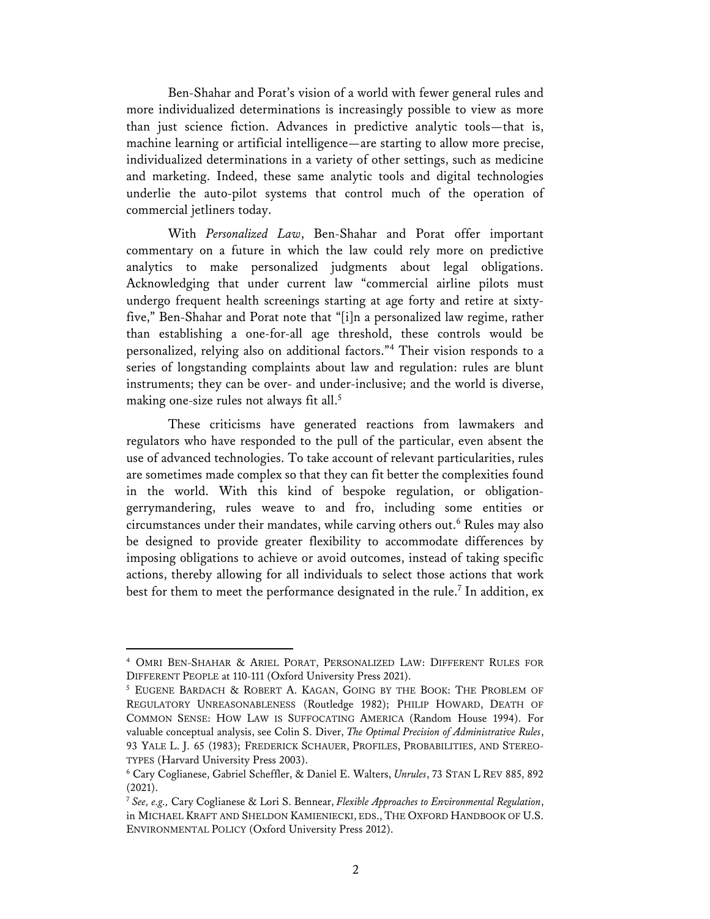Ben-Shahar and Porat's vision of a world with fewer general rules and more individualized determinations is increasingly possible to view as more than just science fiction. Advances in predictive analytic tools—that is, machine learning or artificial intelligence—are starting to allow more precise, individualized determinations in a variety of other settings, such as medicine and marketing. Indeed, these same analytic tools and digital technologies underlie the auto-pilot systems that control much of the operation of commercial jetliners today.

With *Personalized Law*, Ben-Shahar and Porat offer important commentary on a future in which the law could rely more on predictive analytics to make personalized judgments about legal obligations. Acknowledging that under current law "commercial airline pilots must undergo frequent health screenings starting at age forty and retire at sixty-five," Ben-Shahar and Porat note that "[i]n a personalized law regime, rather than establishing a one-for-all age threshold, these controls would be personalized, relying also on additional factors."[4] Their vision responds to a series of longstanding complaints about law and regulation: rules are blunt instruments; they can be over- and under-inclusive; and the world is diverse, making one-size rules not always fit all.[5]

These criticisms have generated reactions from lawmakers and regulators who have responded to the pull of the particular, even absent the use of advanced technologies. To take account of relevant particularities, rules are sometimes made complex so that they can fit better the complexities found in the world. With this kind of bespoke regulation, or obligation-gerrymandering, rules weave to and fro, including some entities or circumstances under their mandates, while carving others out.[6] Rules may also be designed to provide greater flexibility to accommodate differences by imposing obligations to achieve or avoid outcomes, instead of taking specific actions, thereby allowing for all individuals to select those actions that work best for them to meet the performance designated in the rule.[7] In addition, ex

---

[4] OMRI BEN-SHAHAR & ARIEL PORAT, PERSONALIZED LAW: DIFFERENT RULES FOR DIFFERENT PEOPLE at 110-111 (Oxford University Press 2021).

[5] EUGENE BARDACH & ROBERT A. KAGAN, GOING BY THE BOOK: THE PROBLEM OF REGULATORY UNREASONABLENESS (Routledge 1982); PHILIP HOWARD, DEATH OF COMMON SENSE: HOW LAW IS SUFFOCATING AMERICA (Random House 1994). For valuable conceptual analysis, see Colin S. Diver, *The Optimal Precision of Administrative Rules*, 93 YALE L. J. 65 (1983); FREDERICK SCHAUER, PROFILES, PROBABILITIES, AND STEREOTYPES (Harvard University Press 2003).

[6] Cary Coglianese, Gabriel Scheffler, & Daniel E. Walters, *Unrules*, 73 STAN L REV 885, 892 (2021).

[7] *See, e.g.,* Cary Coglianese & Lori S. Bennear, *Flexible Approaches to Environmental Regulation*, in MICHAEL KRAFT AND SHELDON KAMIENIECKI, EDS., THE OXFORD HANDBOOK OF U.S. ENVIRONMENTAL POLICY (Oxford University Press 2012).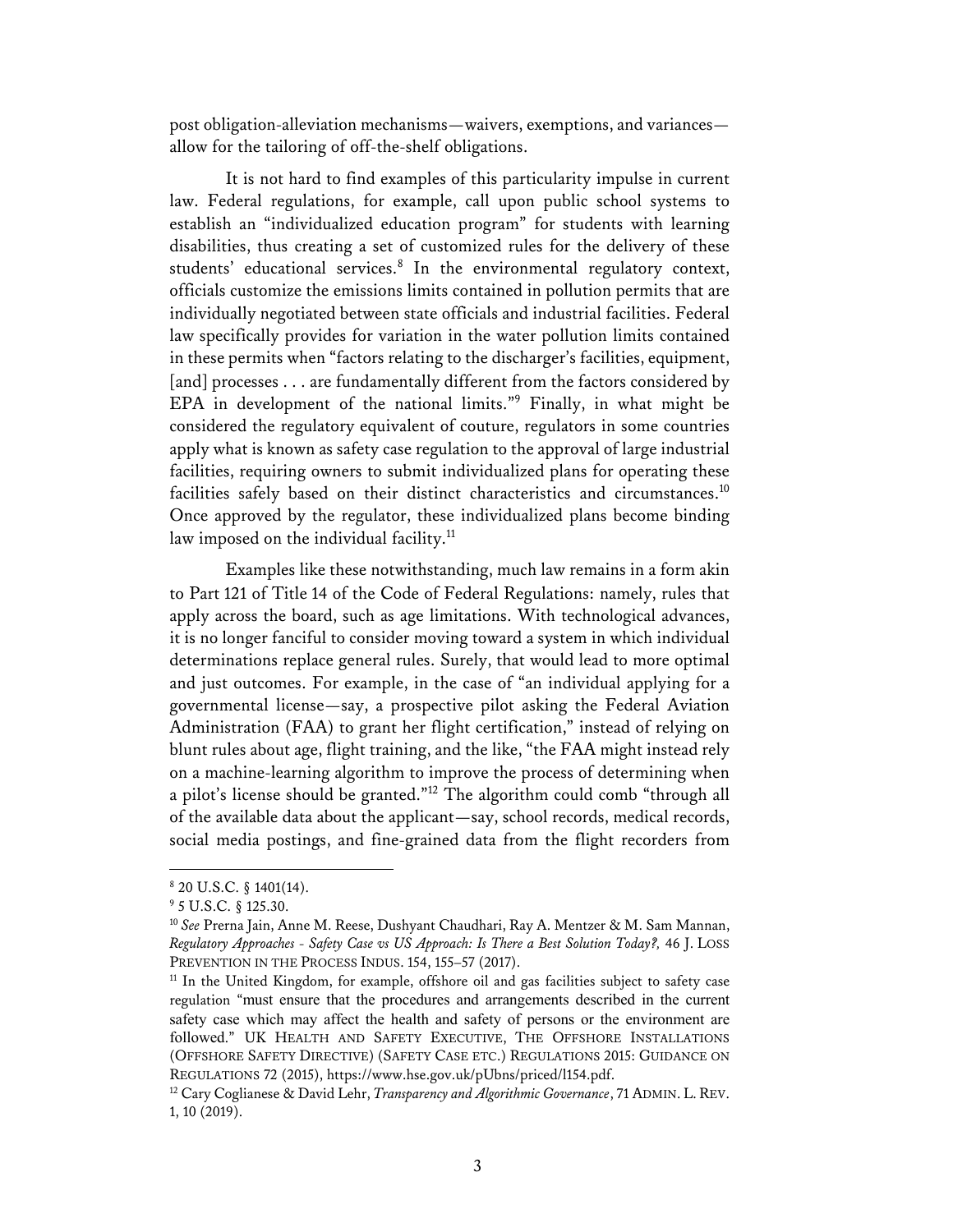post obligation-alleviation mechanisms—waivers, exemptions, and variances—allow for the tailoring of off-the-shelf obligations.

It is not hard to find examples of this particularity impulse in current law. Federal regulations, for example, call upon public school systems to establish an "individualized education program" for students with learning disabilities, thus creating a set of customized rules for the delivery of these students' educational services.[8] In the environmental regulatory context, officials customize the emissions limits contained in pollution permits that are individually negotiated between state officials and industrial facilities. Federal law specifically provides for variation in the water pollution limits contained in these permits when "factors relating to the discharger's facilities, equipment, [and] processes . . . are fundamentally different from the factors considered by EPA in development of the national limits."[9] Finally, in what might be considered the regulatory equivalent of couture, regulators in some countries apply what is known as safety case regulation to the approval of large industrial facilities, requiring owners to submit individualized plans for operating these facilities safely based on their distinct characteristics and circumstances.[10] Once approved by the regulator, these individualized plans become binding law imposed on the individual facility.[11]

Examples like these notwithstanding, much law remains in a form akin to Part 121 of Title 14 of the Code of Federal Regulations: namely, rules that apply across the board, such as age limitations. With technological advances, it is no longer fanciful to consider moving toward a system in which individual determinations replace general rules. Surely, that would lead to more optimal and just outcomes. For example, in the case of "an individual applying for a governmental license—say, a prospective pilot asking the Federal Aviation Administration (FAA) to grant her flight certification," instead of relying on blunt rules about age, flight training, and the like, "the FAA might instead rely on a machine-learning algorithm to improve the process of determining when a pilot's license should be granted."[12] The algorithm could comb "through all of the available data about the applicant—say, school records, medical records, social media postings, and fine-grained data from the flight recorders from

---

[8] 20 U.S.C. § 1401(14).

[9] 5 U.S.C. § 125.30.

[10] *See* Prerna Jain, Anne M. Reese, Dushyant Chaudhari, Ray A. Mentzer & M. Sam Mannan, *Regulatory Approaches - Safety Case vs US Approach: Is There a Best Solution Today?,* 46 J. LOSS PREVENTION IN THE PROCESS INDUS. 154, 155–57 (2017).

[11] In the United Kingdom, for example, offshore oil and gas facilities subject to safety case regulation "must ensure that the procedures and arrangements described in the current safety case which may affect the health and safety of persons or the environment are followed." UK HEALTH AND SAFETY EXECUTIVE, THE OFFSHORE INSTALLATIONS (OFFSHORE SAFETY DIRECTIVE) (SAFETY CASE ETC.) REGULATIONS 2015: GUIDANCE ON REGULATIONS 72 (2015), https://www.hse.gov.uk/pUbns/priced/l154.pdf.

[12] Cary Coglianese & David Lehr, *Transparency and Algorithmic Governance*, 71 ADMIN. L. REV. 1, 10 (2019).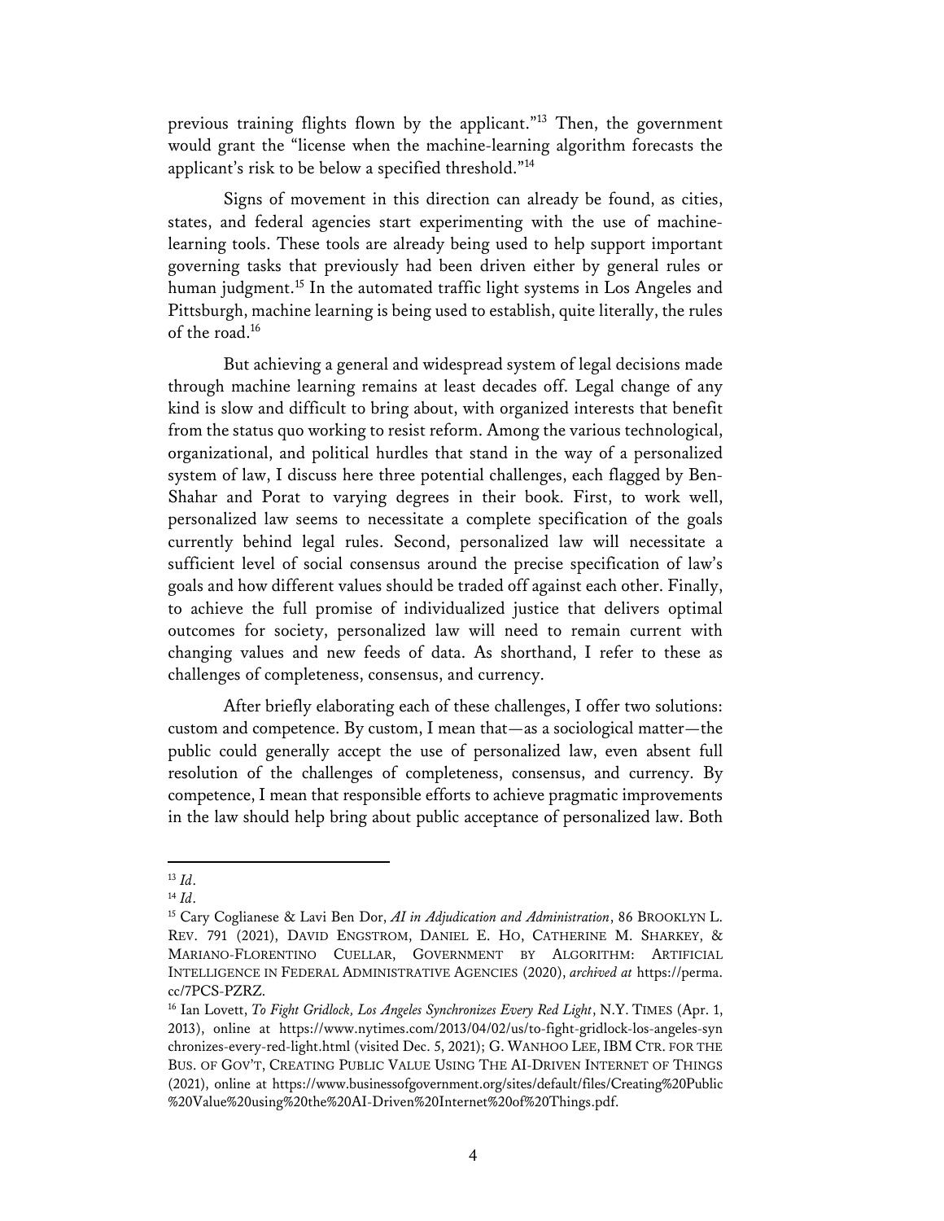previous training flights flown by the applicant."[13] Then, the government would grant the "license when the machine-learning algorithm forecasts the applicant's risk to be below a specified threshold."[14]

Signs of movement in this direction can already be found, as cities, states, and federal agencies start experimenting with the use of machine-learning tools. These tools are already being used to help support important governing tasks that previously had been driven either by general rules or human judgment.[15] In the automated traffic light systems in Los Angeles and Pittsburgh, machine learning is being used to establish, quite literally, the rules of the road.[16]

But achieving a general and widespread system of legal decisions made through machine learning remains at least decades off. Legal change of any kind is slow and difficult to bring about, with organized interests that benefit from the status quo working to resist reform. Among the various technological, organizational, and political hurdles that stand in the way of a personalized system of law, I discuss here three potential challenges, each flagged by Ben-Shahar and Porat to varying degrees in their book. First, to work well, personalized law seems to necessitate a complete specification of the goals currently behind legal rules. Second, personalized law will necessitate a sufficient level of social consensus around the precise specification of law's goals and how different values should be traded off against each other. Finally, to achieve the full promise of individualized justice that delivers optimal outcomes for society, personalized law will need to remain current with changing values and new feeds of data. As shorthand, I refer to these as challenges of completeness, consensus, and currency.

After briefly elaborating each of these challenges, I offer two solutions: custom and competence. By custom, I mean that—as a sociological matter—the public could generally accept the use of personalized law, even absent full resolution of the challenges of completeness, consensus, and currency. By competence, I mean that responsible efforts to achieve pragmatic improvements in the law should help bring about public acceptance of personalized law. Both

---

[13] *Id*.

[14] *Id*.

[15] Cary Coglianese & Lavi Ben Dor, *AI in Adjudication and Administration*, 86 BROOKLYN L. REV. 791 (2021), DAVID ENGSTROM, DANIEL E. HO, CATHERINE M. SHARKEY, & MARIANO-FLORENTINO CUELLAR, GOVERNMENT BY ALGORITHM: ARTIFICIAL INTELLIGENCE IN FEDERAL ADMINISTRATIVE AGENCIES (2020), *archived at* https://perma.cc/7PCS-PZRZ.

[16] Ian Lovett, *To Fight Gridlock, Los Angeles Synchronizes Every Red Light*, N.Y. TIMES (Apr. 1, 2013), online at https://www.nytimes.com/2013/04/02/us/to-fight-gridlock-los-angeles-synchronizes-every-red-light.html (visited Dec. 5, 2021); G. WANHOO LEE, IBM CTR. FOR THE BUS. OF GOV'T, CREATING PUBLIC VALUE USING THE AI-DRIVEN INTERNET OF THINGS (2021), online at https://www.businessofgovernment.org/sites/default/files/Creating%20Public%20Value%20using%20the%20AI-Driven%20Internet%20of%20Things.pdf.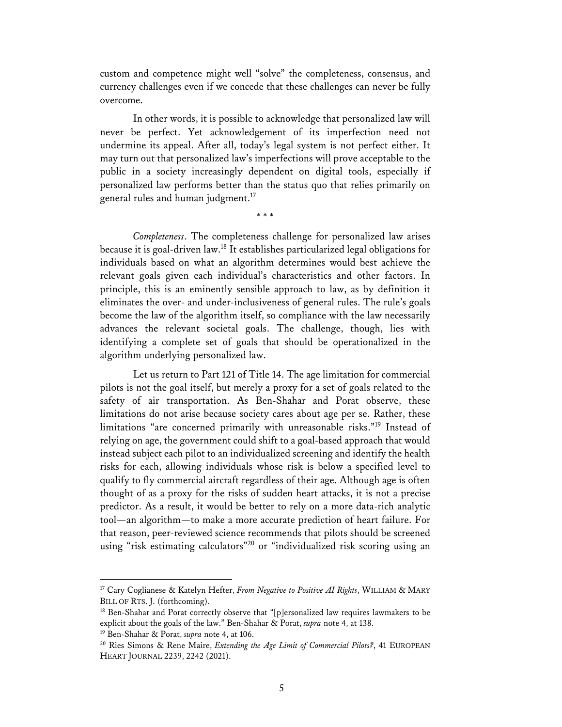custom and competence might well "solve" the completeness, consensus, and currency challenges even if we concede that these challenges can never be fully overcome.

In other words, it is possible to acknowledge that personalized law will never be perfect. Yet acknowledgement of its imperfection need not undermine its appeal. After all, today's legal system is not perfect either. It may turn out that personalized law's imperfections will prove acceptable to the public in a society increasingly dependent on digital tools, especially if personalized law performs better than the status quo that relies primarily on general rules and human judgment.[17]

\* \* \*

*Completeness*. The completeness challenge for personalized law arises because it is goal-driven law.[18] It establishes particularized legal obligations for individuals based on what an algorithm determines would best achieve the relevant goals given each individual's characteristics and other factors. In principle, this is an eminently sensible approach to law, as by definition it eliminates the over- and under-inclusiveness of general rules. The rule's goals become the law of the algorithm itself, so compliance with the law necessarily advances the relevant societal goals. The challenge, though, lies with identifying a complete set of goals that should be operationalized in the algorithm underlying personalized law.

Let us return to Part 121 of Title 14. The age limitation for commercial pilots is not the goal itself, but merely a proxy for a set of goals related to the safety of air transportation. As Ben-Shahar and Porat observe, these limitations do not arise because society cares about age per se. Rather, these limitations "are concerned primarily with unreasonable risks."[19] Instead of relying on age, the government could shift to a goal-based approach that would instead subject each pilot to an individualized screening and identify the health risks for each, allowing individuals whose risk is below a specified level to qualify to fly commercial aircraft regardless of their age. Although age is often thought of as a proxy for the risks of sudden heart attacks, it is not a precise predictor. As a result, it would be better to rely on a more data-rich analytic tool—an algorithm—to make a more accurate prediction of heart failure. For that reason, peer-reviewed science recommends that pilots should be screened using "risk estimating calculators"[20] or "individualized risk scoring using an

---

[17] Cary Coglianese & Katelyn Hefter, *From Negative to Positive AI Rights*, WILLIAM & MARY BILL OF RTS. J. (forthcoming).

[18] Ben-Shahar and Porat correctly observe that "[p]ersonalized law requires lawmakers to be explicit about the goals of the law." Ben-Shahar & Porat, *supra* note 4, at 138.

[19] Ben-Shahar & Porat, *supra* note 4, at 106.

[20] Ries Simons & Rene Maire, *Extending the Age Limit of Commercial Pilots?*, 41 EUROPEAN HEART JOURNAL 2239, 2242 (2021).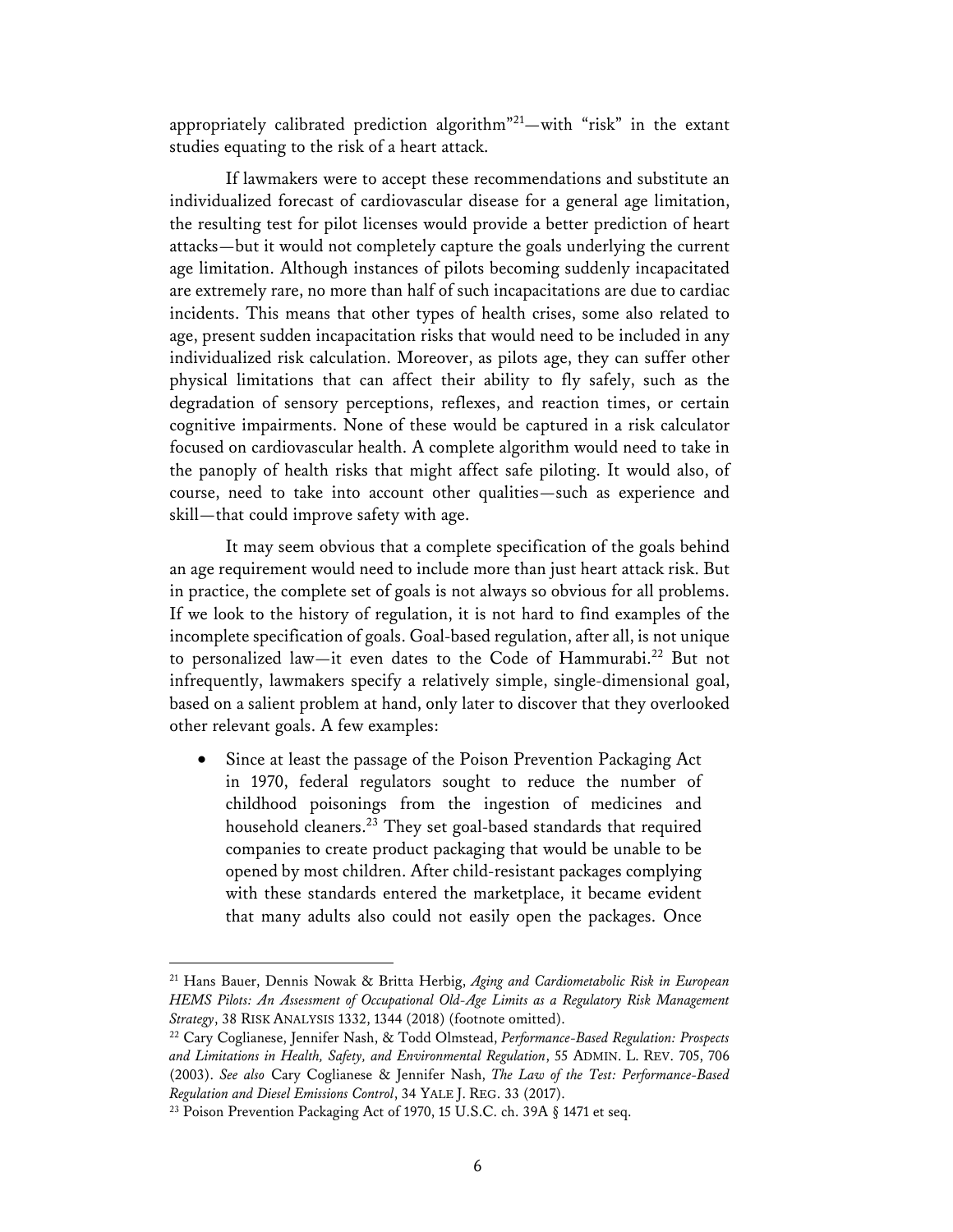appropriately calibrated prediction algorithm"[21]—with "risk" in the extant studies equating to the risk of a heart attack.

If lawmakers were to accept these recommendations and substitute an individualized forecast of cardiovascular disease for a general age limitation, the resulting test for pilot licenses would provide a better prediction of heart attacks—but it would not completely capture the goals underlying the current age limitation. Although instances of pilots becoming suddenly incapacitated are extremely rare, no more than half of such incapacitations are due to cardiac incidents. This means that other types of health crises, some also related to age, present sudden incapacitation risks that would need to be included in any individualized risk calculation. Moreover, as pilots age, they can suffer other physical limitations that can affect their ability to fly safely, such as the degradation of sensory perceptions, reflexes, and reaction times, or certain cognitive impairments. None of these would be captured in a risk calculator focused on cardiovascular health. A complete algorithm would need to take in the panoply of health risks that might affect safe piloting. It would also, of course, need to take into account other qualities—such as experience and skill—that could improve safety with age.

It may seem obvious that a complete specification of the goals behind an age requirement would need to include more than just heart attack risk. But in practice, the complete set of goals is not always so obvious for all problems. If we look to the history of regulation, it is not hard to find examples of the incomplete specification of goals. Goal-based regulation, after all, is not unique to personalized law—it even dates to the Code of Hammurabi.[22] But not infrequently, lawmakers specify a relatively simple, single-dimensional goal, based on a salient problem at hand, only later to discover that they overlooked other relevant goals. A few examples:

- Since at least the passage of the Poison Prevention Packaging Act in 1970, federal regulators sought to reduce the number of childhood poisonings from the ingestion of medicines and household cleaners.[23] They set goal-based standards that required companies to create product packaging that would be unable to be opened by most children. After child-resistant packages complying with these standards entered the marketplace, it became evident that many adults also could not easily open the packages. Once

---

[21] Hans Bauer, Dennis Nowak & Britta Herbig, *Aging and Cardiometabolic Risk in European HEMS Pilots: An Assessment of Occupational Old-Age Limits as a Regulatory Risk Management Strategy*, 38 RISK ANALYSIS 1332, 1344 (2018) (footnote omitted).

[22] Cary Coglianese, Jennifer Nash, & Todd Olmstead, *Performance-Based Regulation: Prospects and Limitations in Health, Safety, and Environmental Regulation*, 55 ADMIN. L. REV. 705, 706 (2003). *See also* Cary Coglianese & Jennifer Nash, *The Law of the Test: Performance-Based Regulation and Diesel Emissions Control*, 34 YALE J. REG. 33 (2017).

[23] Poison Prevention Packaging Act of 1970, 15 U.S.C. ch. 39A § 1471 et seq.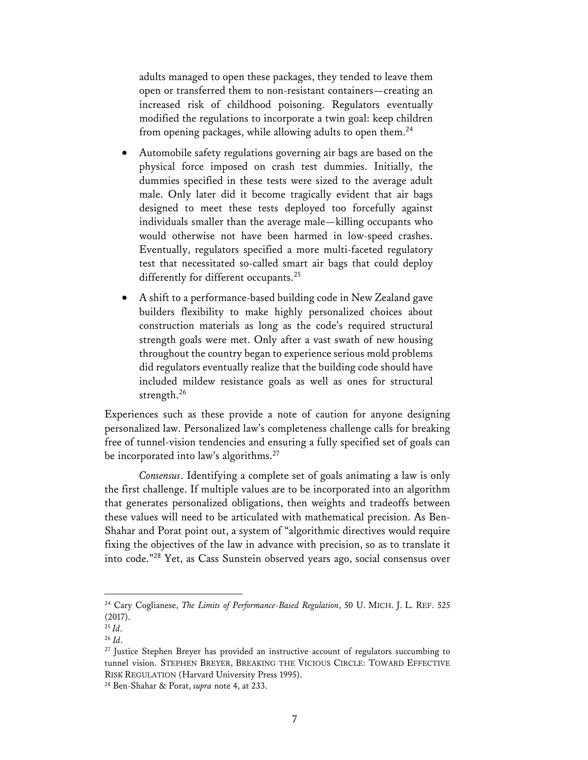adults managed to open these packages, they tended to leave them open or transferred them to non-resistant containers—creating an increased risk of childhood poisoning. Regulators eventually modified the regulations to incorporate a twin goal: keep children from opening packages, while allowing adults to open them.[24]

- Automobile safety regulations governing air bags are based on the physical force imposed on crash test dummies. Initially, the dummies specified in these tests were sized to the average adult male. Only later did it become tragically evident that air bags designed to meet these tests deployed too forcefully against individuals smaller than the average male—killing occupants who would otherwise not have been harmed in low-speed crashes. Eventually, regulators specified a more multi-faceted regulatory test that necessitated so-called smart air bags that could deploy differently for different occupants.[25]

- A shift to a performance-based building code in New Zealand gave builders flexibility to make highly personalized choices about construction materials as long as the code's required structural strength goals were met. Only after a vast swath of new housing throughout the country began to experience serious mold problems did regulators eventually realize that the building code should have included mildew resistance goals as well as ones for structural strength.[26]

Experiences such as these provide a note of caution for anyone designing personalized law. Personalized law's completeness challenge calls for breaking free of tunnel-vision tendencies and ensuring a fully specified set of goals can be incorporated into law's algorithms.[27]

*Consensus*. Identifying a complete set of goals animating a law is only the first challenge. If multiple values are to be incorporated into an algorithm that generates personalized obligations, then weights and tradeoffs between these values will need to be articulated with mathematical precision. As Ben-Shahar and Porat point out, a system of "algorithmic directives would require fixing the objectives of the law in advance with precision, so as to translate it into code."[28] Yet, as Cass Sunstein observed years ago, social consensus over

---

[24] Cary Coglianese, *The Limits of Performance-Based Regulation*, 50 U. MICH. J. L. REF. 525 (2017).

[25] *Id*.

[26] *Id*.

[27] Justice Stephen Breyer has provided an instructive account of regulators succumbing to tunnel vision. STEPHEN BREYER, BREAKING THE VICIOUS CIRCLE: TOWARD EFFECTIVE RISK REGULATION (Harvard University Press 1995).

[28] Ben-Shahar & Porat, *supra* note 4, at 233.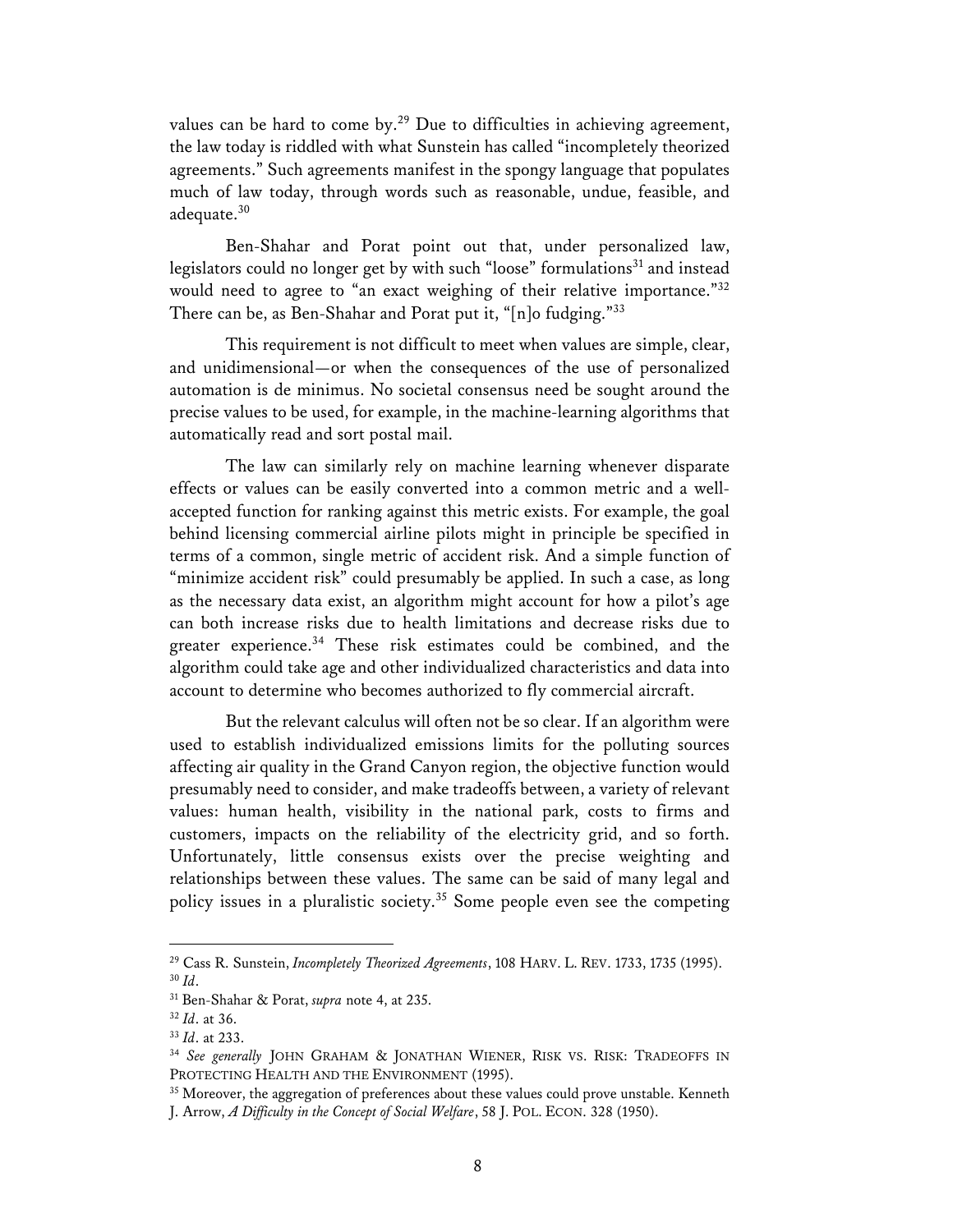values can be hard to come by.[29] Due to difficulties in achieving agreement, the law today is riddled with what Sunstein has called "incompletely theorized agreements." Such agreements manifest in the spongy language that populates much of law today, through words such as reasonable, undue, feasible, and adequate.[30]

Ben-Shahar and Porat point out that, under personalized law, legislators could no longer get by with such "loose" formulations[31] and instead would need to agree to "an exact weighing of their relative importance."[32] There can be, as Ben-Shahar and Porat put it, "[n]o fudging."[33]

This requirement is not difficult to meet when values are simple, clear, and unidimensional—or when the consequences of the use of personalized automation is de minimus. No societal consensus need be sought around the precise values to be used, for example, in the machine-learning algorithms that automatically read and sort postal mail.

The law can similarly rely on machine learning whenever disparate effects or values can be easily converted into a common metric and a well-accepted function for ranking against this metric exists. For example, the goal behind licensing commercial airline pilots might in principle be specified in terms of a common, single metric of accident risk. And a simple function of "minimize accident risk" could presumably be applied. In such a case, as long as the necessary data exist, an algorithm might account for how a pilot's age can both increase risks due to health limitations and decrease risks due to greater experience.[34] These risk estimates could be combined, and the algorithm could take age and other individualized characteristics and data into account to determine who becomes authorized to fly commercial aircraft.

But the relevant calculus will often not be so clear. If an algorithm were used to establish individualized emissions limits for the polluting sources affecting air quality in the Grand Canyon region, the objective function would presumably need to consider, and make tradeoffs between, a variety of relevant values: human health, visibility in the national park, costs to firms and customers, impacts on the reliability of the electricity grid, and so forth. Unfortunately, little consensus exists over the precise weighting and relationships between these values. The same can be said of many legal and policy issues in a pluralistic society.[35] Some people even see the competing

---

[29] Cass R. Sunstein, *Incompletely Theorized Agreements*, 108 HARV. L. REV. 1733, 1735 (1995).

[30] *Id*.

[31] Ben-Shahar & Porat, *supra* note 4, at 235.

[32] *Id*. at 36.

[33] *Id*. at 233.

[34] *See generally* JOHN GRAHAM & JONATHAN WIENER, RISK VS. RISK: TRADEOFFS IN PROTECTING HEALTH AND THE ENVIRONMENT (1995).

[35] Moreover, the aggregation of preferences about these values could prove unstable. Kenneth J. Arrow, *A Difficulty in the Concept of Social Welfare*, 58 J. POL. ECON. 328 (1950).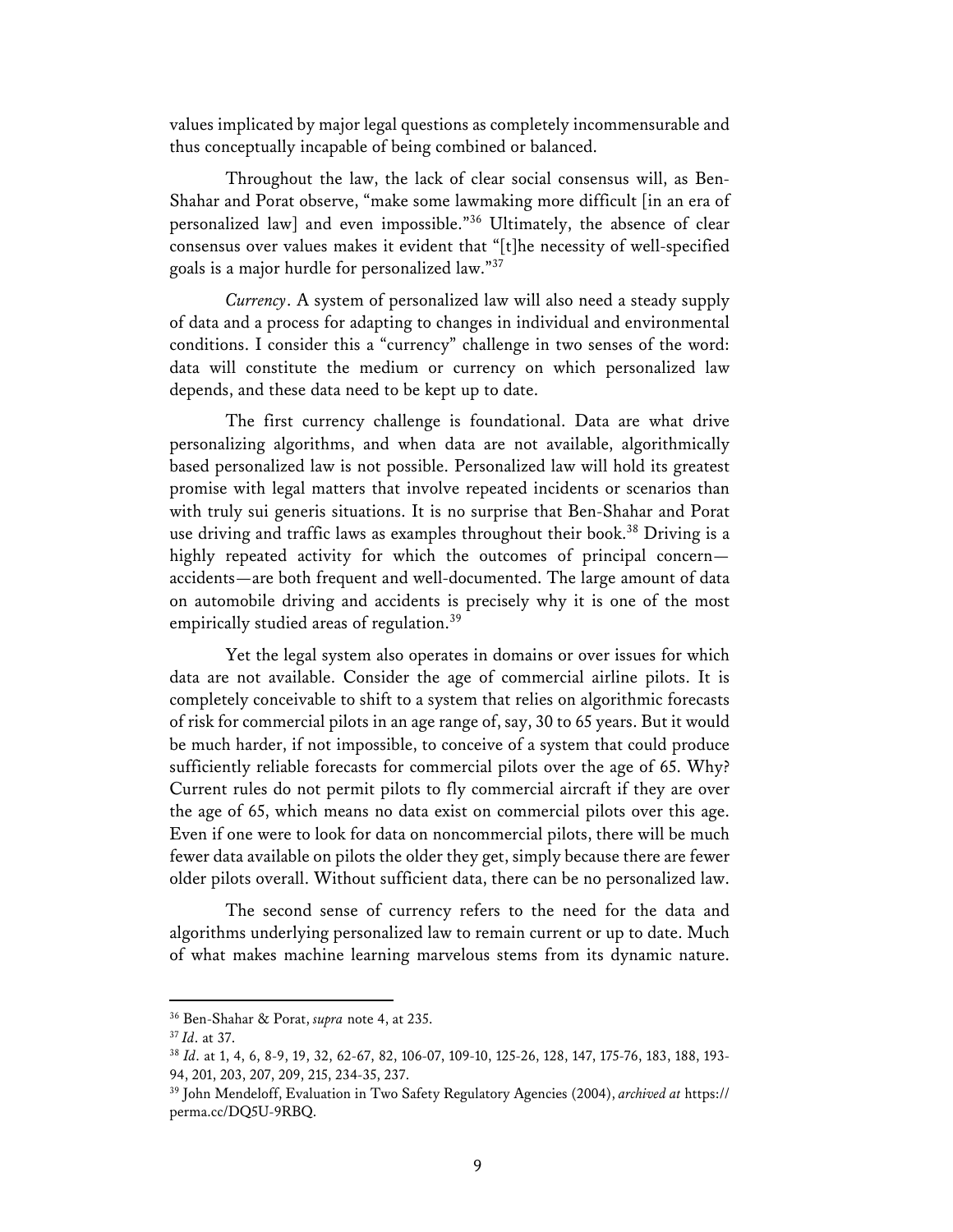values implicated by major legal questions as completely incommensurable and thus conceptually incapable of being combined or balanced.

Throughout the law, the lack of clear social consensus will, as Ben-Shahar and Porat observe, "make some lawmaking more difficult [in an era of personalized law] and even impossible."[36] Ultimately, the absence of clear consensus over values makes it evident that "[t]he necessity of well-specified goals is a major hurdle for personalized law."[37]

*Currency*. A system of personalized law will also need a steady supply of data and a process for adapting to changes in individual and environmental conditions. I consider this a "currency" challenge in two senses of the word: data will constitute the medium or currency on which personalized law depends, and these data need to be kept up to date.

The first currency challenge is foundational. Data are what drive personalizing algorithms, and when data are not available, algorithmically based personalized law is not possible. Personalized law will hold its greatest promise with legal matters that involve repeated incidents or scenarios than with truly sui generis situations. It is no surprise that Ben-Shahar and Porat use driving and traffic laws as examples throughout their book.[38] Driving is a highly repeated activity for which the outcomes of principal concern—accidents—are both frequent and well-documented. The large amount of data on automobile driving and accidents is precisely why it is one of the most empirically studied areas of regulation.[39]

Yet the legal system also operates in domains or over issues for which data are not available. Consider the age of commercial airline pilots. It is completely conceivable to shift to a system that relies on algorithmic forecasts of risk for commercial pilots in an age range of, say, 30 to 65 years. But it would be much harder, if not impossible, to conceive of a system that could produce sufficiently reliable forecasts for commercial pilots over the age of 65. Why? Current rules do not permit pilots to fly commercial aircraft if they are over the age of 65, which means no data exist on commercial pilots over this age. Even if one were to look for data on noncommercial pilots, there will be much fewer data available on pilots the older they get, simply because there are fewer older pilots overall. Without sufficient data, there can be no personalized law.

The second sense of currency refers to the need for the data and algorithms underlying personalized law to remain current or up to date. Much of what makes machine learning marvelous stems from its dynamic nature.

---

[36] Ben-Shahar & Porat, *supra* note 4, at 235.

[37] *Id*. at 37.

[38] *Id*. at 1, 4, 6, 8-9, 19, 32, 62-67, 82, 106-07, 109-10, 125-26, 128, 147, 175-76, 183, 188, 193-94, 201, 203, 207, 209, 215, 234-35, 237.

[39] John Mendeloff, Evaluation in Two Safety Regulatory Agencies (2004), *archived at* https://perma.cc/DQ5U-9RBQ.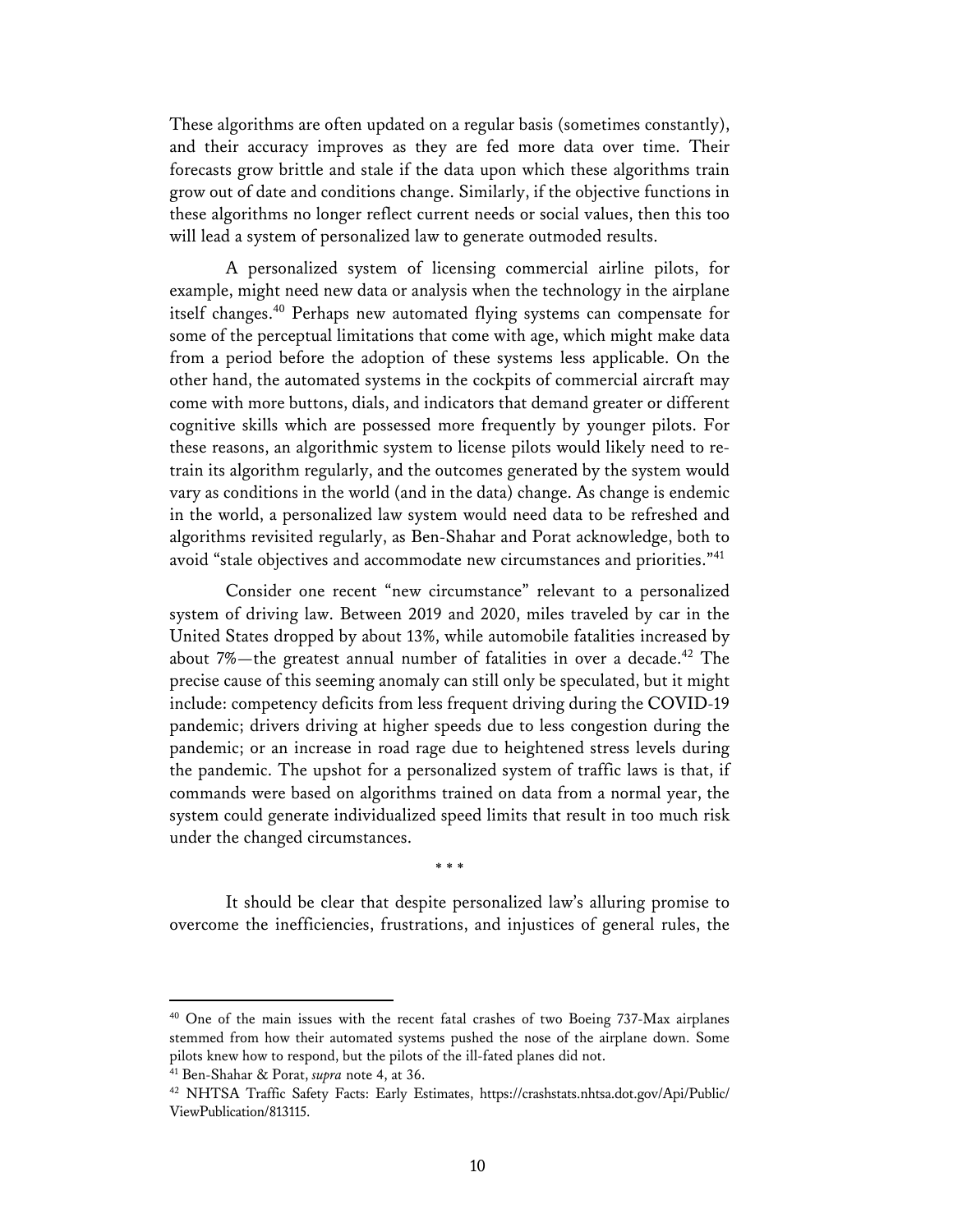These algorithms are often updated on a regular basis (sometimes constantly), and their accuracy improves as they are fed more data over time. Their forecasts grow brittle and stale if the data upon which these algorithms train grow out of date and conditions change. Similarly, if the objective functions in these algorithms no longer reflect current needs or social values, then this too will lead a system of personalized law to generate outmoded results.

A personalized system of licensing commercial airline pilots, for example, might need new data or analysis when the technology in the airplane itself changes.[40] Perhaps new automated flying systems can compensate for some of the perceptual limitations that come with age, which might make data from a period before the adoption of these systems less applicable. On the other hand, the automated systems in the cockpits of commercial aircraft may come with more buttons, dials, and indicators that demand greater or different cognitive skills which are possessed more frequently by younger pilots. For these reasons, an algorithmic system to license pilots would likely need to re-train its algorithm regularly, and the outcomes generated by the system would vary as conditions in the world (and in the data) change. As change is endemic in the world, a personalized law system would need data to be refreshed and algorithms revisited regularly, as Ben-Shahar and Porat acknowledge, both to avoid "stale objectives and accommodate new circumstances and priorities."[41]

Consider one recent "new circumstance" relevant to a personalized system of driving law. Between 2019 and 2020, miles traveled by car in the United States dropped by about 13%, while automobile fatalities increased by about 7%—the greatest annual number of fatalities in over a decade.[42] The precise cause of this seeming anomaly can still only be speculated, but it might include: competency deficits from less frequent driving during the COVID-19 pandemic; drivers driving at higher speeds due to less congestion during the pandemic; or an increase in road rage due to heightened stress levels during the pandemic. The upshot for a personalized system of traffic laws is that, if commands were based on algorithms trained on data from a normal year, the system could generate individualized speed limits that result in too much risk under the changed circumstances.

\* \* \*

It should be clear that despite personalized law's alluring promise to overcome the inefficiencies, frustrations, and injustices of general rules, the

---

[40] One of the main issues with the recent fatal crashes of two Boeing 737-Max airplanes stemmed from how their automated systems pushed the nose of the airplane down. Some pilots knew how to respond, but the pilots of the ill-fated planes did not.

[41] Ben-Shahar & Porat, *supra* note 4, at 36.

[42] NHTSA Traffic Safety Facts: Early Estimates, https://crashstats.nhtsa.dot.gov/Api/Public/ViewPublication/813115.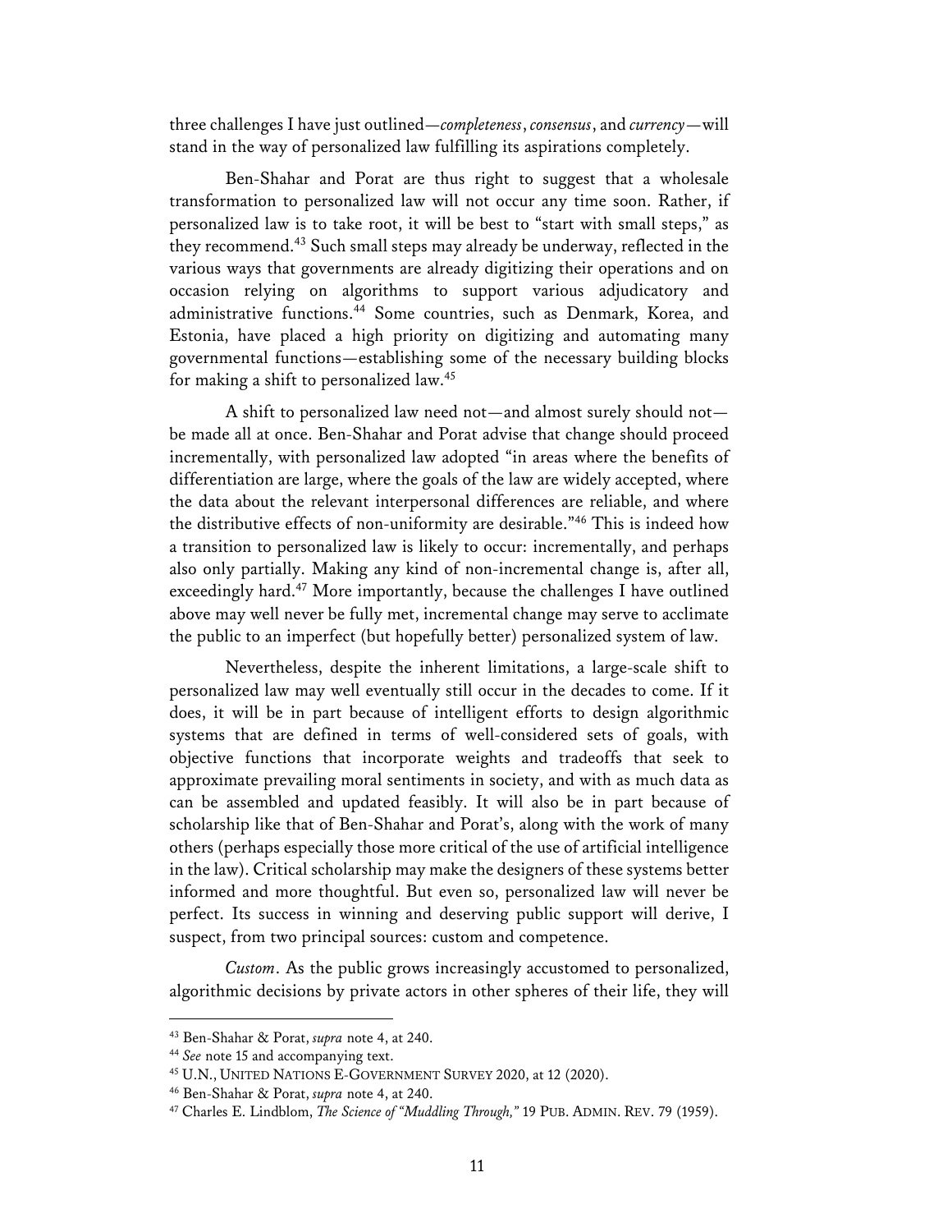three challenges I have just outlined—*completeness*, *consensus*, and *currency*—will stand in the way of personalized law fulfilling its aspirations completely.

Ben-Shahar and Porat are thus right to suggest that a wholesale transformation to personalized law will not occur any time soon. Rather, if personalized law is to take root, it will be best to "start with small steps," as they recommend.[43] Such small steps may already be underway, reflected in the various ways that governments are already digitizing their operations and on occasion relying on algorithms to support various adjudicatory and administrative functions.[44] Some countries, such as Denmark, Korea, and Estonia, have placed a high priority on digitizing and automating many governmental functions—establishing some of the necessary building blocks for making a shift to personalized law.[45]

A shift to personalized law need not—and almost surely should not—be made all at once. Ben-Shahar and Porat advise that change should proceed incrementally, with personalized law adopted "in areas where the benefits of differentiation are large, where the goals of the law are widely accepted, where the data about the relevant interpersonal differences are reliable, and where the distributive effects of non-uniformity are desirable."[46] This is indeed how a transition to personalized law is likely to occur: incrementally, and perhaps also only partially. Making any kind of non-incremental change is, after all, exceedingly hard.[47] More importantly, because the challenges I have outlined above may well never be fully met, incremental change may serve to acclimate the public to an imperfect (but hopefully better) personalized system of law.

Nevertheless, despite the inherent limitations, a large-scale shift to personalized law may well eventually still occur in the decades to come. If it does, it will be in part because of intelligent efforts to design algorithmic systems that are defined in terms of well-considered sets of goals, with objective functions that incorporate weights and tradeoffs that seek to approximate prevailing moral sentiments in society, and with as much data as can be assembled and updated feasibly. It will also be in part because of scholarship like that of Ben-Shahar and Porat's, along with the work of many others (perhaps especially those more critical of the use of artificial intelligence in the law). Critical scholarship may make the designers of these systems better informed and more thoughtful. But even so, personalized law will never be perfect. Its success in winning and deserving public support will derive, I suspect, from two principal sources: custom and competence.

*Custom*. As the public grows increasingly accustomed to personalized, algorithmic decisions by private actors in other spheres of their life, they will

---

[43] Ben-Shahar & Porat, *supra* note 4, at 240.

[44] *See* note 15 and accompanying text.

[45] U.N., UNITED NATIONS E-GOVERNMENT SURVEY 2020, at 12 (2020).

[46] Ben-Shahar & Porat, *supra* note 4, at 240.

[47] Charles E. Lindblom, *The Science of "Muddling Through,"* 19 PUB. ADMIN. REV. 79 (1959).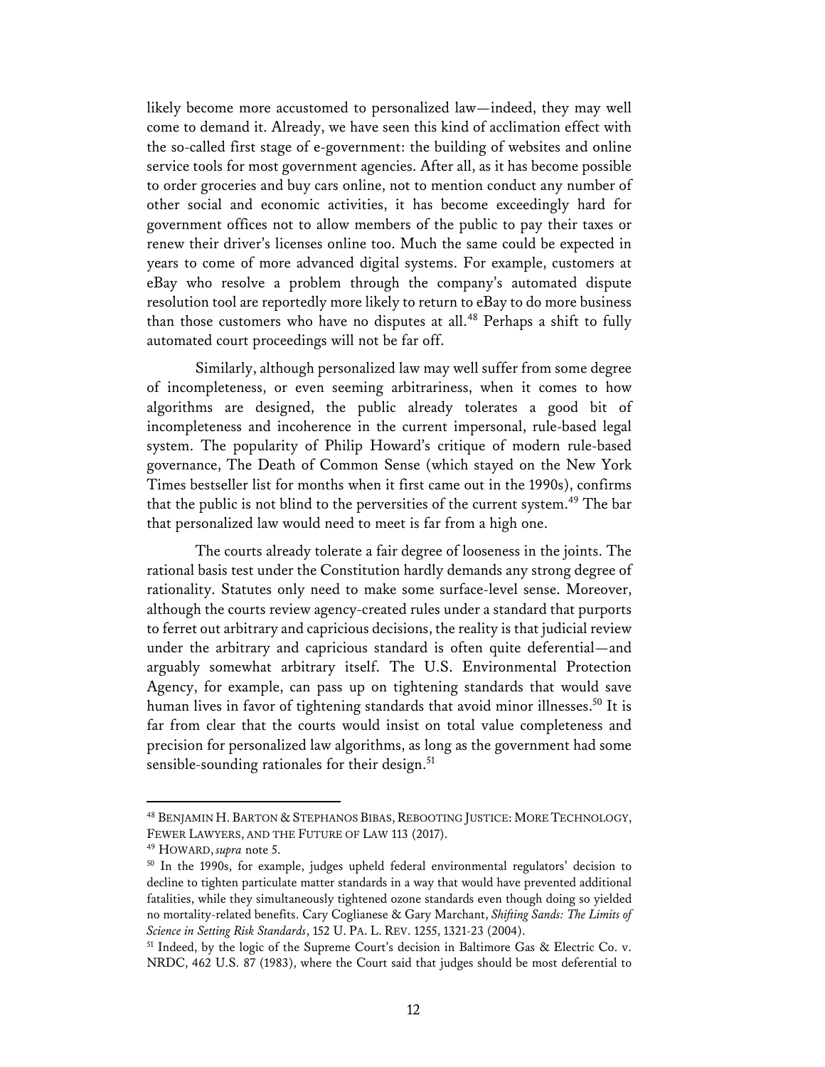likely become more accustomed to personalized law—indeed, they may well come to demand it. Already, we have seen this kind of acclimation effect with the so-called first stage of e-government: the building of websites and online service tools for most government agencies. After all, as it has become possible to order groceries and buy cars online, not to mention conduct any number of other social and economic activities, it has become exceedingly hard for government offices not to allow members of the public to pay their taxes or renew their driver's licenses online too. Much the same could be expected in years to come of more advanced digital systems. For example, customers at eBay who resolve a problem through the company's automated dispute resolution tool are reportedly more likely to return to eBay to do more business than those customers who have no disputes at all.[48] Perhaps a shift to fully automated court proceedings will not be far off.

Similarly, although personalized law may well suffer from some degree of incompleteness, or even seeming arbitrariness, when it comes to how algorithms are designed, the public already tolerates a good bit of incompleteness and incoherence in the current impersonal, rule-based legal system. The popularity of Philip Howard's critique of modern rule-based governance, The Death of Common Sense (which stayed on the New York Times bestseller list for months when it first came out in the 1990s), confirms that the public is not blind to the perversities of the current system.[49] The bar that personalized law would need to meet is far from a high one.

The courts already tolerate a fair degree of looseness in the joints. The rational basis test under the Constitution hardly demands any strong degree of rationality. Statutes only need to make some surface-level sense. Moreover, although the courts review agency-created rules under a standard that purports to ferret out arbitrary and capricious decisions, the reality is that judicial review under the arbitrary and capricious standard is often quite deferential—and arguably somewhat arbitrary itself. The U.S. Environmental Protection Agency, for example, can pass up on tightening standards that would save human lives in favor of tightening standards that avoid minor illnesses.[50] It is far from clear that the courts would insist on total value completeness and precision for personalized law algorithms, as long as the government had some sensible-sounding rationales for their design.[51]

---

[48] BENJAMIN H. BARTON & STEPHANOS BIBAS, REBOOTING JUSTICE: MORE TECHNOLOGY, FEWER LAWYERS, AND THE FUTURE OF LAW 113 (2017).

[49] HOWARD, *supra* note 5.

[50] In the 1990s, for example, judges upheld federal environmental regulators' decision to decline to tighten particulate matter standards in a way that would have prevented additional fatalities, while they simultaneously tightened ozone standards even though doing so yielded no mortality-related benefits. Cary Coglianese & Gary Marchant, *Shifting Sands: The Limits of Science in Setting Risk Standards*, 152 U. PA. L. REV. 1255, 1321-23 (2004).

[51] Indeed, by the logic of the Supreme Court's decision in Baltimore Gas & Electric Co. v. NRDC, 462 U.S. 87 (1983), where the Court said that judges should be most deferential to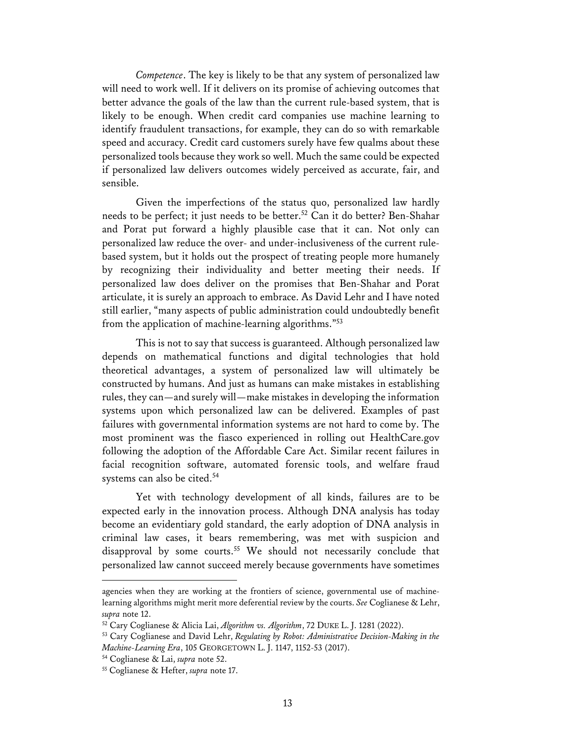*Competence*. The key is likely to be that any system of personalized law will need to work well. If it delivers on its promise of achieving outcomes that better advance the goals of the law than the current rule-based system, that is likely to be enough. When credit card companies use machine learning to identify fraudulent transactions, for example, they can do so with remarkable speed and accuracy. Credit card customers surely have few qualms about these personalized tools because they work so well. Much the same could be expected if personalized law delivers outcomes widely perceived as accurate, fair, and sensible.

Given the imperfections of the status quo, personalized law hardly needs to be perfect; it just needs to be better.[52] Can it do better? Ben-Shahar and Porat put forward a highly plausible case that it can. Not only can personalized law reduce the over- and under-inclusiveness of the current rule-based system, but it holds out the prospect of treating people more humanely by recognizing their individuality and better meeting their needs. If personalized law does deliver on the promises that Ben-Shahar and Porat articulate, it is surely an approach to embrace. As David Lehr and I have noted still earlier, "many aspects of public administration could undoubtedly benefit from the application of machine-learning algorithms."[53]

This is not to say that success is guaranteed. Although personalized law depends on mathematical functions and digital technologies that hold theoretical advantages, a system of personalized law will ultimately be constructed by humans. And just as humans can make mistakes in establishing rules, they can—and surely will—make mistakes in developing the information systems upon which personalized law can be delivered. Examples of past failures with governmental information systems are not hard to come by. The most prominent was the fiasco experienced in rolling out HealthCare.gov following the adoption of the Affordable Care Act. Similar recent failures in facial recognition software, automated forensic tools, and welfare fraud systems can also be cited.[54]

Yet with technology development of all kinds, failures are to be expected early in the innovation process. Although DNA analysis has today become an evidentiary gold standard, the early adoption of DNA analysis in criminal law cases, it bears remembering, was met with suspicion and disapproval by some courts.[55] We should not necessarily conclude that personalized law cannot succeed merely because governments have sometimes

---

agencies when they are working at the frontiers of science, governmental use of machine-learning algorithms might merit more deferential review by the courts. *See* Coglianese & Lehr, *supra* note 12.

[52] Cary Coglianese & Alicia Lai, *Algorithm vs. Algorithm*, 72 DUKE L. J. 1281 (2022).

[53] Cary Coglianese and David Lehr, *Regulating by Robot: Administrative Decision-Making in the Machine-Learning Era*, 105 GEORGETOWN L. J. 1147, 1152-53 (2017).

[54] Coglianese & Lai, *supra* note 52.

[55] Coglianese & Hefter, *supra* note 17.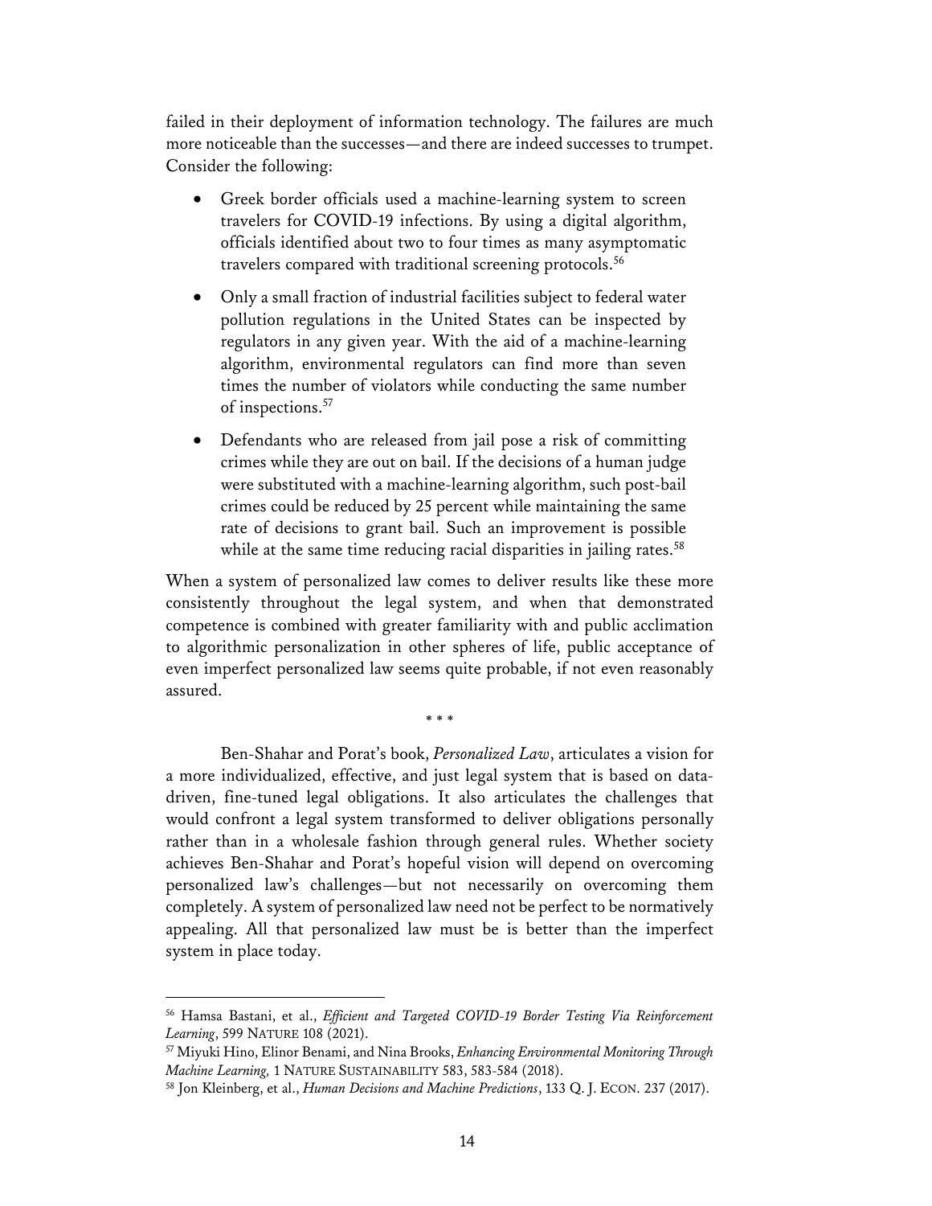failed in their deployment of information technology. The failures are much more noticeable than the successes—and there are indeed successes to trumpet. Consider the following:

- Greek border officials used a machine-learning system to screen travelers for COVID-19 infections. By using a digital algorithm, officials identified about two to four times as many asymptomatic travelers compared with traditional screening protocols.[56]
- Only a small fraction of industrial facilities subject to federal water pollution regulations in the United States can be inspected by regulators in any given year. With the aid of a machine-learning algorithm, environmental regulators can find more than seven times the number of violators while conducting the same number of inspections.[57]
- Defendants who are released from jail pose a risk of committing crimes while they are out on bail. If the decisions of a human judge were substituted with a machine-learning algorithm, such post-bail crimes could be reduced by 25 percent while maintaining the same rate of decisions to grant bail. Such an improvement is possible while at the same time reducing racial disparities in jailing rates.[58]

When a system of personalized law comes to deliver results like these more consistently throughout the legal system, and when that demonstrated competence is combined with greater familiarity with and public acclimation to algorithmic personalization in other spheres of life, public acceptance of even imperfect personalized law seems quite probable, if not even reasonably assured.

\* \* \*

Ben-Shahar and Porat's book, *Personalized Law*, articulates a vision for a more individualized, effective, and just legal system that is based on data-driven, fine-tuned legal obligations. It also articulates the challenges that would confront a legal system transformed to deliver obligations personally rather than in a wholesale fashion through general rules. Whether society achieves Ben-Shahar and Porat's hopeful vision will depend on overcoming personalized law's challenges—but not necessarily on overcoming them completely. A system of personalized law need not be perfect to be normatively appealing. All that personalized law must be is better than the imperfect system in place today.

---

[56] Hamsa Bastani, et al., *Efficient and Targeted COVID-19 Border Testing Via Reinforcement Learning*, 599 NATURE 108 (2021).

[57] Miyuki Hino, Elinor Benami, and Nina Brooks, *Enhancing Environmental Monitoring Through Machine Learning,* 1 NATURE SUSTAINABILITY 583, 583-584 (2018).

[58] Jon Kleinberg, et al., *Human Decisions and Machine Predictions*, 133 Q. J. ECON. 237 (2017).